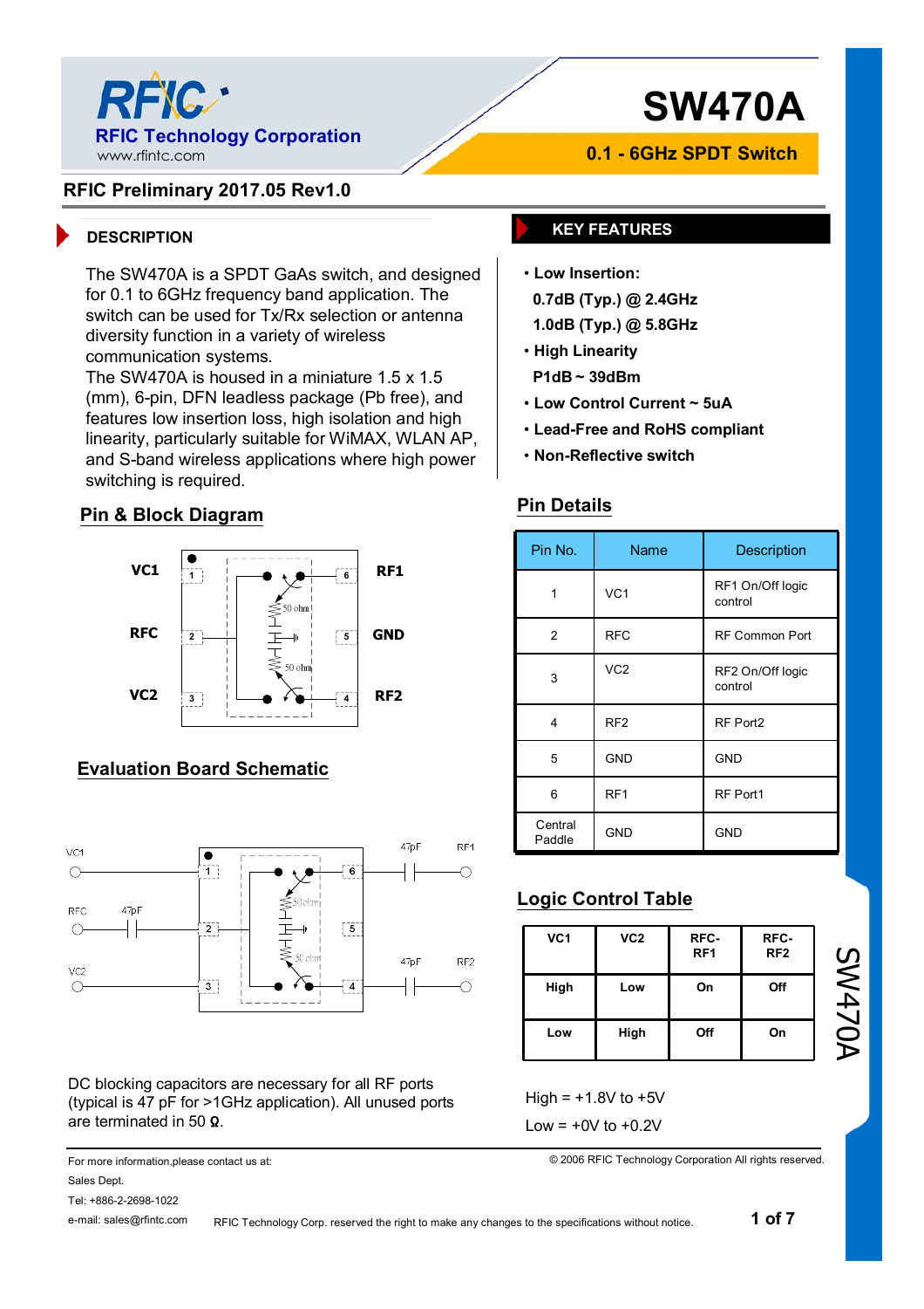# SW470A

**RFIC Technology Corporation**
www.rfintc.com

**0.1 - 6GHz SPDT Switch**

**RFIC Preliminary 2017.05 Rev1.0**

## DESCRIPTION

The SW470A is a SPDT GaAs switch, and designed for 0.1 to 6GHz frequency band application. The switch can be used for Tx/Rx selection or antenna diversity function in a variety of wireless communication systems.
The SW470A is housed in a miniature 1.5 x 1.5 (mm), 6-pin, DFN leadless package (Pb free), and features low insertion loss, high isolation and high linearity, particularly suitable for WiMAX, WLAN AP, and S-band wireless applications where high power switching is required.

## KEY FEATURES

- **Low Insertion:**
  **0.7dB (Typ.) @ 2.4GHz**
  **1.0dB (Typ.) @ 5.8GHz**
- **High Linearity**
  **P1dB ~ 39dBm**
- **Low Control Current ~ 5uA**
- **Lead-Free and RoHS compliant**
- **Non-Reflective switch**

## Pin & Block Diagram

VC1 (1), RFC (2), VC2 (3), RF2 (4), GND (5), RF1 (6); 50 ohm, 50 ohm

## Pin Details

| Pin No. | Name | Description |
|---|---|---|
| 1 | VC1 | RF1 On/Off logic control |
| 2 | RFC | RF Common Port |
| 3 | VC2 | RF2 On/Off logic control |
| 4 | RF2 | RF Port2 |
| 5 | GND | GND |
| 6 | RF1 | RF Port1 |
| Central Paddle | GND | GND |

## Evaluation Board Schematic

VC1, RFC, 47pF, VC2, 47pF, RF1, 47pF, RF2; 50 ohm, 50 ohm

DC blocking capacitors are necessary for all RF ports (typical is 47 pF for >1GHz application). All unused ports are terminated in 50 Ω.

## Logic Control Table

| VC1 | VC2 | RFC-RF1 | RFC-RF2 |
|---|---|---|---|
| High | Low | On | Off |
| Low | High | Off | On |

High = +1.8V to +5V

Low = +0V to +0.2V

For more information,please contact us at:
Sales Dept.
Tel: +886-2-2698-1022
e-mail: sales@rfintc.com

© 2006 RFIC Technology Corporation All rights reserved.

RFIC Technology Corp. reserved the right to make any changes to the specifications without notice.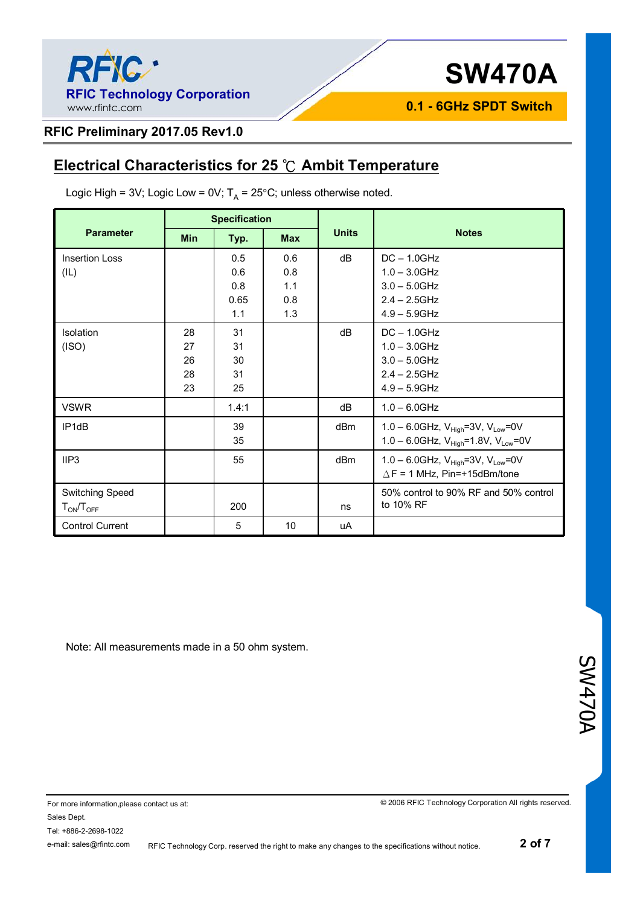## Electrical Characteristics for 25 ℃ Ambit Temperature

Logic High = 3V; Logic Low = 0V; $T_A$ = 25°C; unless otherwise noted.

| Parameter | Specification | | | Units | Notes |
|---|---|---|---|---|---|
| | Min | Typ. | Max | | |
| Insertion Loss (IL) | | 0.5<br>0.6<br>0.8<br>0.65<br>1.1 | 0.6<br>0.8<br>1.1<br>0.8<br>1.3 | dB | DC – 1.0GHz<br>1.0 – 3.0GHz<br>3.0 – 5.0GHz<br>2.4 – 2.5GHz<br>4.9 – 5.9GHz |
| Isolation (ISO) | 28<br>27<br>26<br>28<br>23 | 31<br>31<br>30<br>31<br>25 | | dB | DC – 1.0GHz<br>1.0 – 3.0GHz<br>3.0 – 5.0GHz<br>2.4 – 2.5GHz<br>4.9 – 5.9GHz |
| VSWR | | 1.4:1 | | dB | 1.0 – 6.0GHz |
| IP1dB | | 39<br>35 | | dBm | 1.0 – 6.0GHz, $V_{High}$=3V, $V_{Low}$=0V<br>1.0 – 6.0GHz, $V_{High}$=1.8V, $V_{Low}$=0V |
| IIP3 | | 55 | | dBm | 1.0 – 6.0GHz, $V_{High}$=3V, $V_{Low}$=0V<br>△F = 1 MHz, Pin=+15dBm/tone |
| Switching Speed $T_{ON}/T_{OFF}$ | | 200 | | ns | 50% control to 90% RF and 50% control to 10% RF |
| Control Current | | 5 | 10 | uA | |

Note: All measurements made in a 50 ohm system.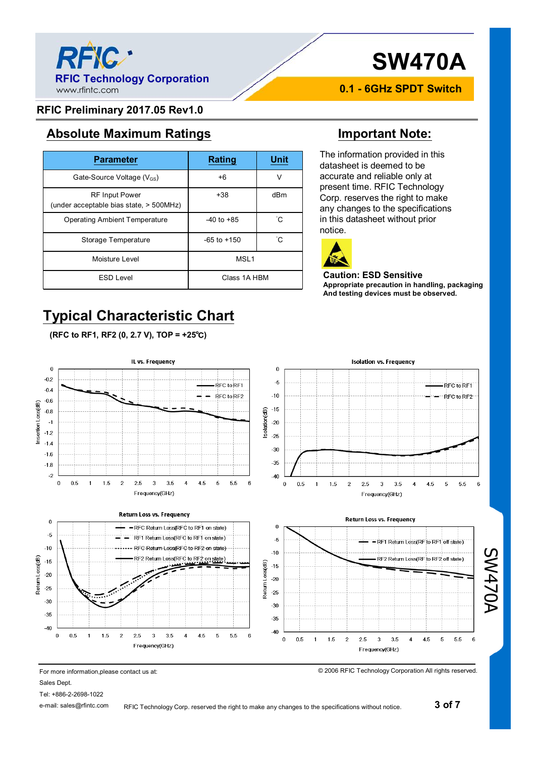## Absolute Maximum Ratings

| Parameter | Rating | Unit |
|---|---|---|
| Gate-Source Voltage ($V_{GS}$) | +6 | V |
| RF Input Power (under acceptable bias state, > 500MHz) | +38 | dBm |
| Operating Ambient Temperature | -40 to +85 | ˚C |
| Storage Temperature | -65 to +150 | ˚C |
| Moisture Level | MSL1 | |
| ESD Level | Class 1A HBM | |

## Important Note:

The information provided in this datasheet is deemed to be accurate and reliable only at present time. RFIC Technology Corp. reserves the right to make any changes to the specifications in this datasheet without prior notice.

**Caution: ESD Sensitive**

**Appropriate precaution in handling, packaging And testing devices must be observed.**

## Typical Characteristic Chart

**(RFC to RF1, RF2 (0, 2.7 V), TOP = +25℃)**

IL vs. Frequency

Isolation vs. Frequency

Return Loss vs. Frequency

Return Loss vs. Frequency

For more information,please contact us at:

Sales Dept.

Tel: +886-2-2698-1022

e-mail: sales@rfintc.com

© 2006 RFIC Technology Corporation All rights reserved.

RFIC Technology Corp. reserved the right to make any changes to the specifications without notice.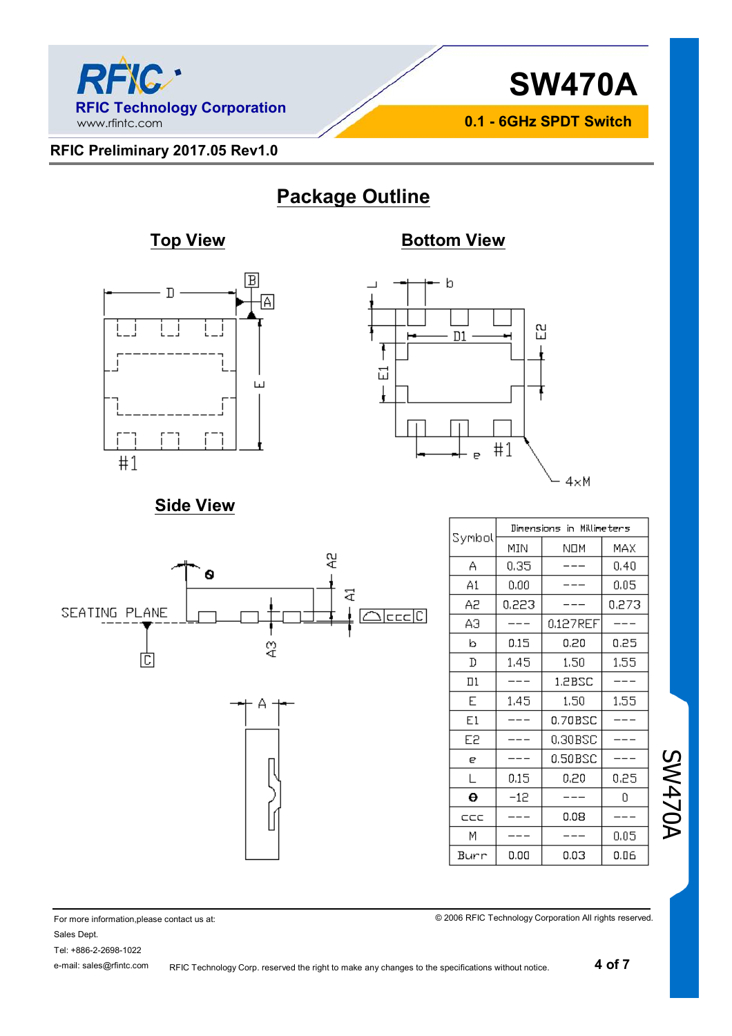RFIC Preliminary 2017.05 Rev1.0

## Package Outline

### Top View

### Bottom View

### Side View

| Symbol | Dimensions in Millimeters | | |
|---|---|---|---|
| | MIN | NOM | MAX |
| A | 0.35 | --- | 0.40 |
| A1 | 0.00 | --- | 0.05 |
| A2 | 0.223 | --- | 0.273 |
| A3 | --- | 0.127REF | --- |
| b | 0.15 | 0.20 | 0.25 |
| D | 1.45 | 1.50 | 1.55 |
| D1 | --- | 1.2BSC | --- |
| E | 1.45 | 1.50 | 1.55 |
| E1 | --- | 0.70BSC | --- |
| E2 | --- | 0.30BSC | --- |
| e | --- | 0.50BSC | --- |
| L | 0.15 | 0.20 | 0.25 |
| θ | -12 | --- | 0 |
| ccc | --- | 0.08 | --- |
| M | --- | --- | 0.05 |
| Burr | 0.00 | 0.03 | 0.06 |

For more information,please contact us at:

Sales Dept.

Tel: +886-2-2698-1022

e-mail: sales@rfintc.com

RFIC Technology Corp. reserved the right to make any changes to the specifications without notice.

© 2006 RFIC Technology Corporation All rights reserved.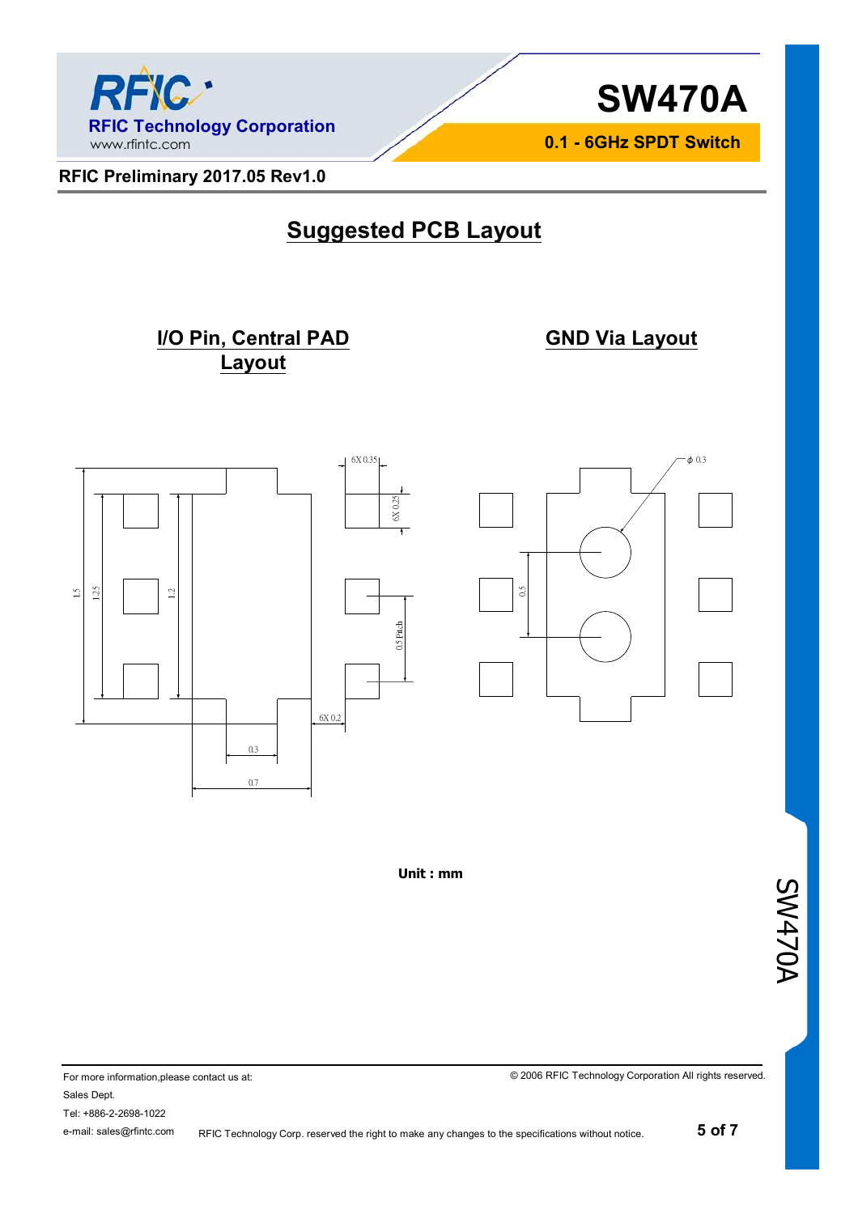RFIC Preliminary 2017.05 Rev1.0

## Suggested PCB Layout

### I/O Pin, Central PAD Layout

### GND Via Layout

6X 0.35

6X 0.25

1.5

1.25

1.2

0.5 Pitch

6X 0.2

0.3

0.7

ϕ 0.3

0.5

**Unit : mm**

For more information,please contact us at:
Sales Dept.
Tel: +886-2-2698-1022
e-mail: sales@rfintc.com

© 2006 RFIC Technology Corporation All rights reserved.

RFIC Technology Corp. reserved the right to make any changes to the specifications without notice.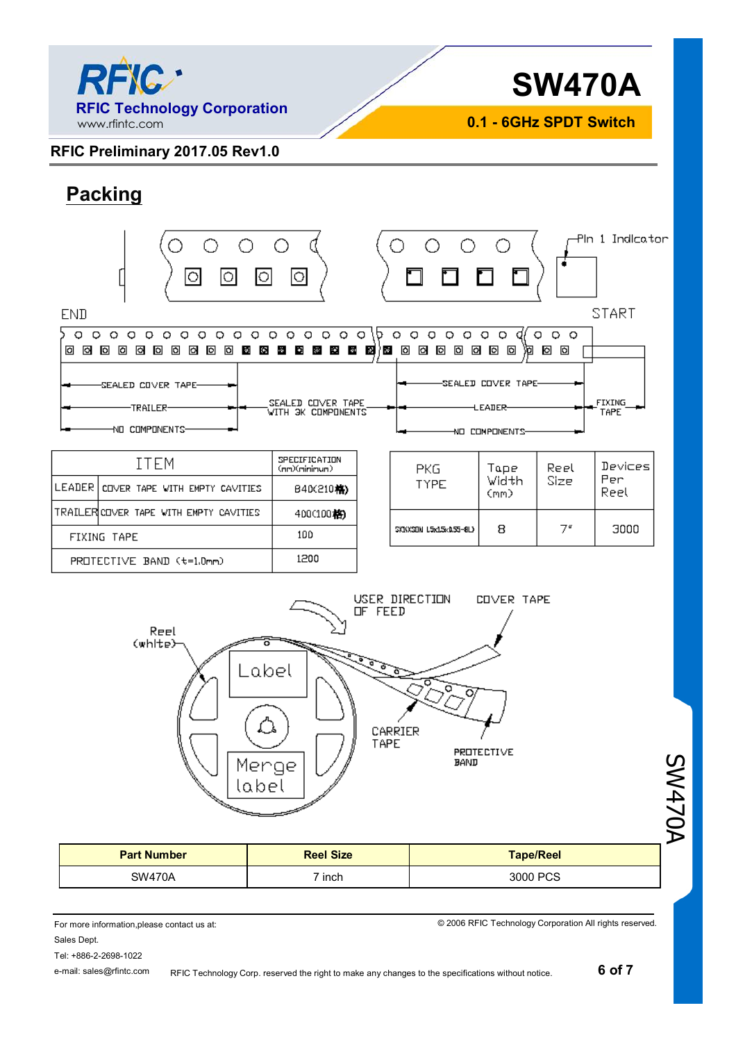## Packing

| ITEM | | SPECIFICATION (mm)(minimum) |
|---|---|---|
| LEADER | COVER TAPE WITH EMPTY CAVITIES | 840(210格) |
| TRAILER | COVER TAPE WITH EMPTY CAVITIES | 400(100格) |
| FIXING TAPE | | 100 |
| PROTECTIVE BAND (t=1.0mm) | | 1200 |

| PKG TYPE | Tape Width (mm) | Reel Size | Devices Per Reel |
|---|---|---|---|
| SKIXSON L5x1.5x0.55-8L) | 8 | 7" | 3000 |

| Part Number | Reel Size | Tape/Reel |
|---|---|---|
| SW470A | 7 inch | 3000 PCS |

For more information,please contact us at:

Sales Dept.

Tel: +886-2-2698-1022

e-mail: sales@rfintc.com

© 2006 RFIC Technology Corporation All rights reserved.

RFIC Technology Corp. reserved the right to make any changes to the specifications without notice.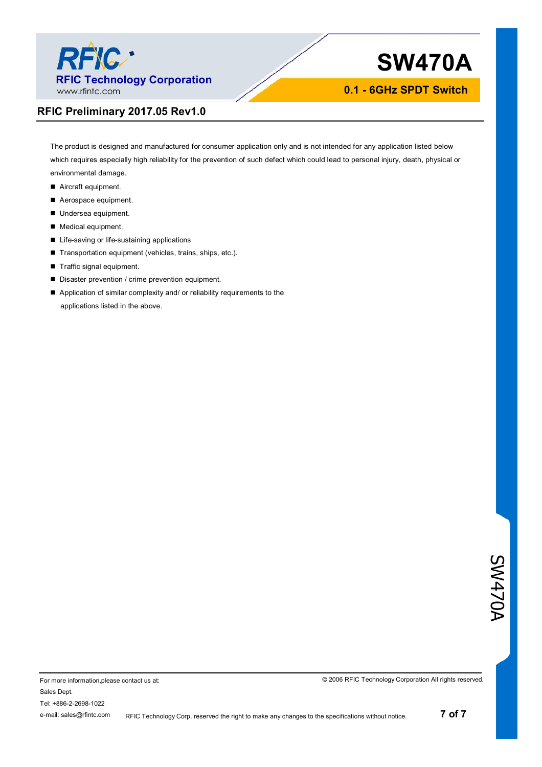The product is designed and manufactured for consumer application only and is not intended for any application listed below which requires especially high reliability for the prevention of such defect which could lead to personal injury, death, physical or environmental damage.

- Aircraft equipment.
- Aerospace equipment.
- Undersea equipment.
- Medical equipment.
- Life-saving or life-sustaining applications
- Transportation equipment (vehicles, trains, ships, etc.).
- Traffic signal equipment.
- Disaster prevention / crime prevention equipment.
- Application of similar complexity and/ or reliability requirements to the applications listed in the above.